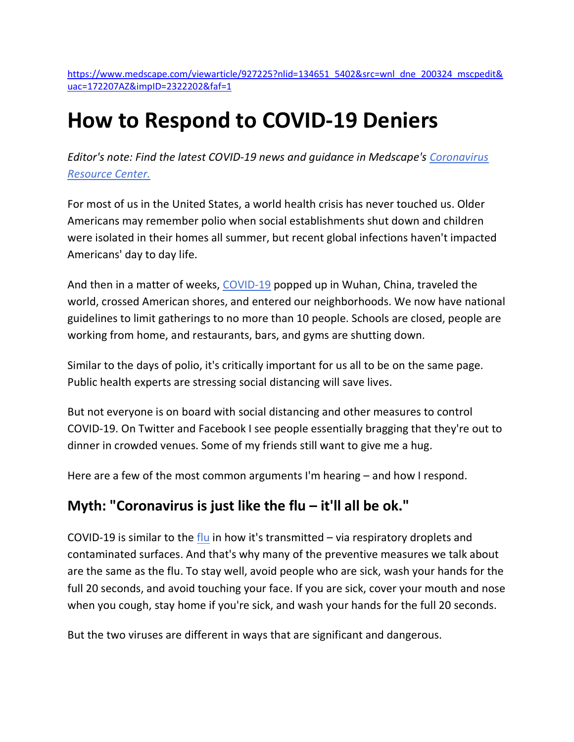https://www.medscape.com/viewarticle/927225?nlid=134651_5402&src=wnl_dne_200324_mscpedit&uac=172207AZ&impID=2322202&faf=1

# How to Respond to COVID-19 Deniers

*Editor's note: Find the latest COVID-19 news and guidance in Medscape's Coronavirus Resource Center.*

For most of us in the United States, a world health crisis has never touched us. Older Americans may remember polio when social establishments shut down and children were isolated in their homes all summer, but recent global infections haven't impacted Americans' day to day life.

And then in a matter of weeks, COVID-19 popped up in Wuhan, China, traveled the world, crossed American shores, and entered our neighborhoods. We now have national guidelines to limit gatherings to no more than 10 people. Schools are closed, people are working from home, and restaurants, bars, and gyms are shutting down.

Similar to the days of polio, it's critically important for us all to be on the same page. Public health experts are stressing social distancing will save lives.

But not everyone is on board with social distancing and other measures to control COVID-19. On Twitter and Facebook I see people essentially bragging that they're out to dinner in crowded venues. Some of my friends still want to give me a hug.

Here are a few of the most common arguments I'm hearing – and how I respond.

## Myth: "Coronavirus is just like the flu – it'll all be ok."

COVID-19 is similar to the flu in how it's transmitted – via respiratory droplets and contaminated surfaces. And that's why many of the preventive measures we talk about are the same as the flu. To stay well, avoid people who are sick, wash your hands for the full 20 seconds, and avoid touching your face. If you are sick, cover your mouth and nose when you cough, stay home if you're sick, and wash your hands for the full 20 seconds.

But the two viruses are different in ways that are significant and dangerous.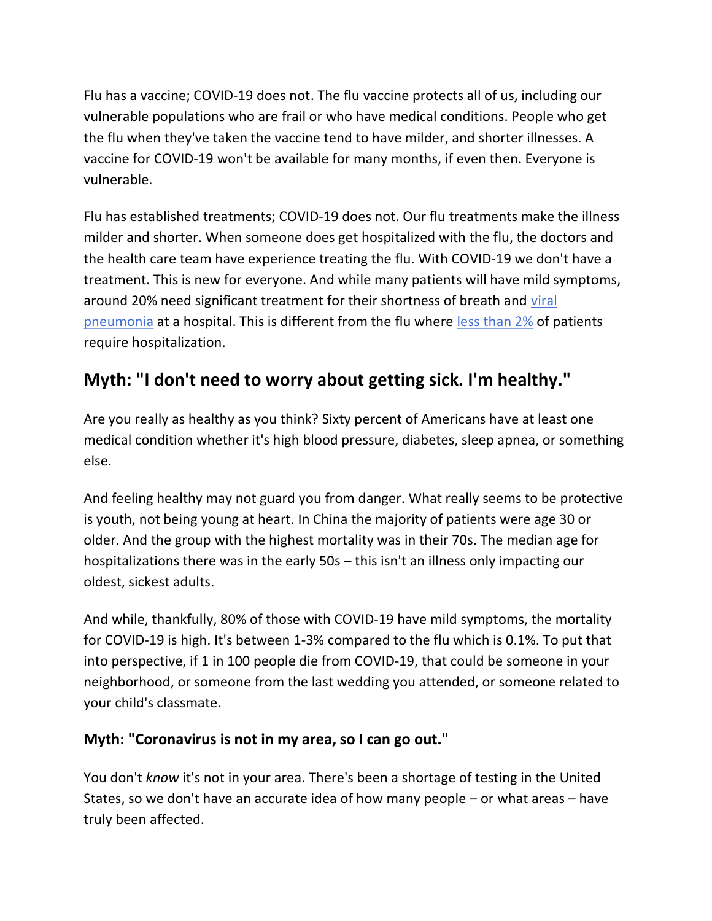Flu has a vaccine; COVID-19 does not. The flu vaccine protects all of us, including our vulnerable populations who are frail or who have medical conditions. People who get the flu when they've taken the vaccine tend to have milder, and shorter illnesses. A vaccine for COVID-19 won't be available for many months, if even then. Everyone is vulnerable.

Flu has established treatments; COVID-19 does not. Our flu treatments make the illness milder and shorter. When someone does get hospitalized with the flu, the doctors and the health care team have experience treating the flu. With COVID-19 we don't have a treatment. This is new for everyone. And while many patients will have mild symptoms, around 20% need significant treatment for their shortness of breath and [viral pneumonia]() at a hospital. This is different from the flu where [less than 2%]() of patients require hospitalization.

## Myth: "I don't need to worry about getting sick. I'm healthy."

Are you really as healthy as you think? Sixty percent of Americans have at least one medical condition whether it's high blood pressure, diabetes, sleep apnea, or something else.

And feeling healthy may not guard you from danger. What really seems to be protective is youth, not being young at heart. In China the majority of patients were age 30 or older. And the group with the highest mortality was in their 70s. The median age for hospitalizations there was in the early 50s – this isn't an illness only impacting our oldest, sickest adults.

And while, thankfully, 80% of those with COVID-19 have mild symptoms, the mortality for COVID-19 is high. It's between 1-3% compared to the flu which is 0.1%. To put that into perspective, if 1 in 100 people die from COVID-19, that could be someone in your neighborhood, or someone from the last wedding you attended, or someone related to your child's classmate.

### Myth: "Coronavirus is not in my area, so I can go out."

You don't *know* it's not in your area. There's been a shortage of testing in the United States, so we don't have an accurate idea of how many people – or what areas – have truly been affected.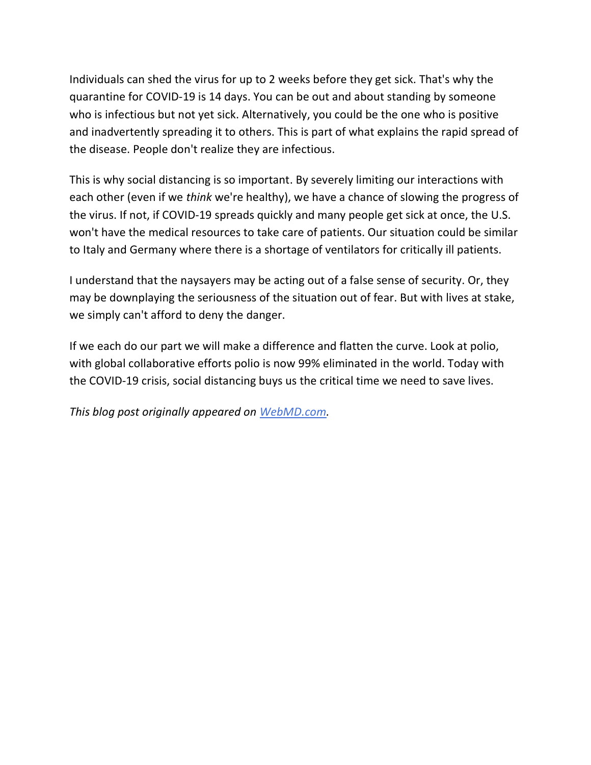Individuals can shed the virus for up to 2 weeks before they get sick. That's why the quarantine for COVID-19 is 14 days. You can be out and about standing by someone who is infectious but not yet sick. Alternatively, you could be the one who is positive and inadvertently spreading it to others. This is part of what explains the rapid spread of the disease. People don't realize they are infectious.

This is why social distancing is so important. By severely limiting our interactions with each other (even if we *think* we're healthy), we have a chance of slowing the progress of the virus. If not, if COVID-19 spreads quickly and many people get sick at once, the U.S. won't have the medical resources to take care of patients. Our situation could be similar to Italy and Germany where there is a shortage of ventilators for critically ill patients.

I understand that the naysayers may be acting out of a false sense of security. Or, they may be downplaying the seriousness of the situation out of fear. But with lives at stake, we simply can't afford to deny the danger.

If we each do our part we will make a difference and flatten the curve. Look at polio, with global collaborative efforts polio is now 99% eliminated in the world. Today with the COVID-19 crisis, social distancing buys us the critical time we need to save lives.

*This blog post originally appeared on [WebMD.com](WebMD.com).*